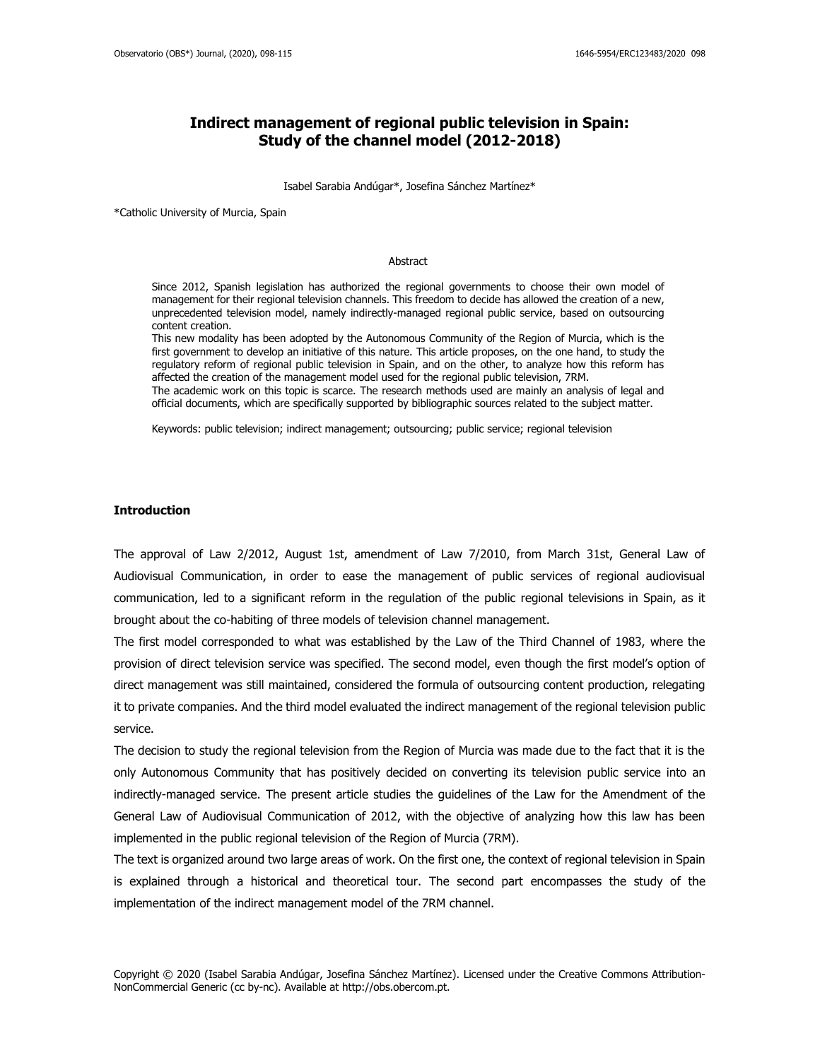# Indirect management of regional public television in Spain: Study of the channel model (2012-2018)

Isabel Sarabia Andúgar*, Josefina Sánchez Martínez*

*Catholic University of Murcia, Spain

## Abstract

Since 2012, Spanish legislation has authorized the regional governments to choose their own model of management for their regional television channels. This freedom to decide has allowed the creation of a new, unprecedented television model, namely indirectly-managed regional public service, based on outsourcing content creation.

This new modality has been adopted by the Autonomous Community of the Region of Murcia, which is the first government to develop an initiative of this nature. This article proposes, on the one hand, to study the regulatory reform of regional public television in Spain, and on the other, to analyze how this reform has affected the creation of the management model used for the regional public television, 7RM.

The academic work on this topic is scarce. The research methods used are mainly an analysis of legal and official documents, which are specifically supported by bibliographic sources related to the subject matter.

Keywords: public television; indirect management; outsourcing; public service; regional television

## Introduction

The approval of Law 2/2012, August 1st, amendment of Law 7/2010, from March 31st, General Law of Audiovisual Communication, in order to ease the management of public services of regional audiovisual communication, led to a significant reform in the regulation of the public regional televisions in Spain, as it brought about the co-habiting of three models of television channel management.

The first model corresponded to what was established by the Law of the Third Channel of 1983, where the provision of direct television service was specified. The second model, even though the first model's option of direct management was still maintained, considered the formula of outsourcing content production, relegating it to private companies. And the third model evaluated the indirect management of the regional television public service.

The decision to study the regional television from the Region of Murcia was made due to the fact that it is the only Autonomous Community that has positively decided on converting its television public service into an indirectly-managed service. The present article studies the guidelines of the Law for the Amendment of the General Law of Audiovisual Communication of 2012, with the objective of analyzing how this law has been implemented in the public regional television of the Region of Murcia (7RM).

The text is organized around two large areas of work. On the first one, the context of regional television in Spain is explained through a historical and theoretical tour. The second part encompasses the study of the implementation of the indirect management model of the 7RM channel.

Copyright © 2020 (Isabel Sarabia Andúgar, Josefina Sánchez Martínez). Licensed under the Creative Commons Attribution-NonCommercial Generic (cc by-nc). Available at http://obs.obercom.pt.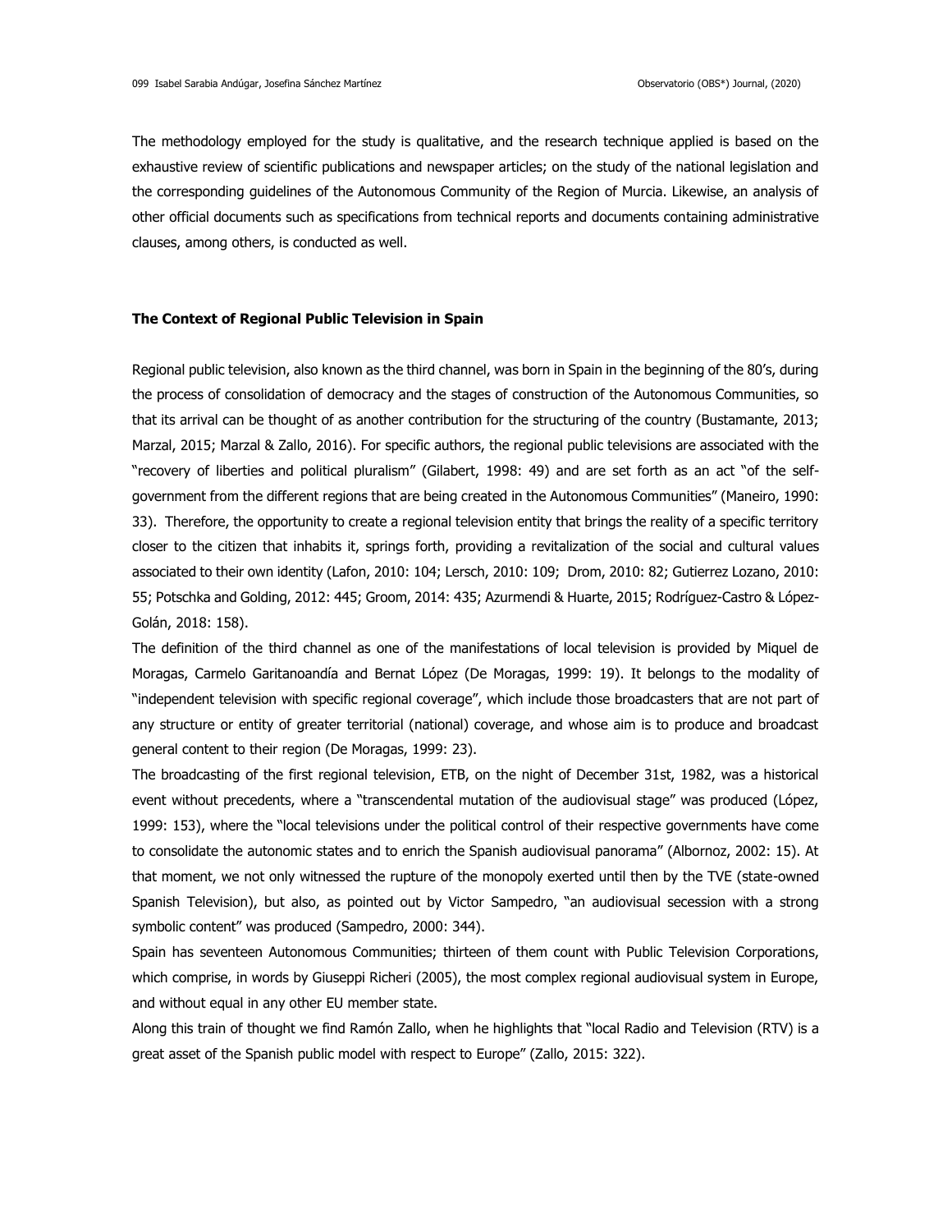The methodology employed for the study is qualitative, and the research technique applied is based on the exhaustive review of scientific publications and newspaper articles; on the study of the national legislation and the corresponding guidelines of the Autonomous Community of the Region of Murcia. Likewise, an analysis of other official documents such as specifications from technical reports and documents containing administrative clauses, among others, is conducted as well.

## The Context of Regional Public Television in Spain

Regional public television, also known as the third channel, was born in Spain in the beginning of the 80's, during the process of consolidation of democracy and the stages of construction of the Autonomous Communities, so that its arrival can be thought of as another contribution for the structuring of the country (Bustamante, 2013; Marzal, 2015; Marzal & Zallo, 2016). For specific authors, the regional public televisions are associated with the "recovery of liberties and political pluralism" (Gilabert, 1998: 49) and are set forth as an act "of the self-government from the different regions that are being created in the Autonomous Communities" (Maneiro, 1990: 33). Therefore, the opportunity to create a regional television entity that brings the reality of a specific territory closer to the citizen that inhabits it, springs forth, providing a revitalization of the social and cultural values associated to their own identity (Lafon, 2010: 104; Lersch, 2010: 109; Drom, 2010: 82; Gutierrez Lozano, 2010: 55; Potschka and Golding, 2012: 445; Groom, 2014: 435; Azurmendi & Huarte, 2015; Rodríguez-Castro & López-Golán, 2018: 158).

The definition of the third channel as one of the manifestations of local television is provided by Miquel de Moragas, Carmelo Garitanoandía and Bernat López (De Moragas, 1999: 19). It belongs to the modality of "independent television with specific regional coverage", which include those broadcasters that are not part of any structure or entity of greater territorial (national) coverage, and whose aim is to produce and broadcast general content to their region (De Moragas, 1999: 23).

The broadcasting of the first regional television, ETB, on the night of December 31st, 1982, was a historical event without precedents, where a "transcendental mutation of the audiovisual stage" was produced (López, 1999: 153), where the "local televisions under the political control of their respective governments have come to consolidate the autonomic states and to enrich the Spanish audiovisual panorama" (Albornoz, 2002: 15). At that moment, we not only witnessed the rupture of the monopoly exerted until then by the TVE (state-owned Spanish Television), but also, as pointed out by Victor Sampedro, "an audiovisual secession with a strong symbolic content" was produced (Sampedro, 2000: 344).

Spain has seventeen Autonomous Communities; thirteen of them count with Public Television Corporations, which comprise, in words by Giuseppi Richeri (2005), the most complex regional audiovisual system in Europe, and without equal in any other EU member state.

Along this train of thought we find Ramón Zallo, when he highlights that "local Radio and Television (RTV) is a great asset of the Spanish public model with respect to Europe" (Zallo, 2015: 322).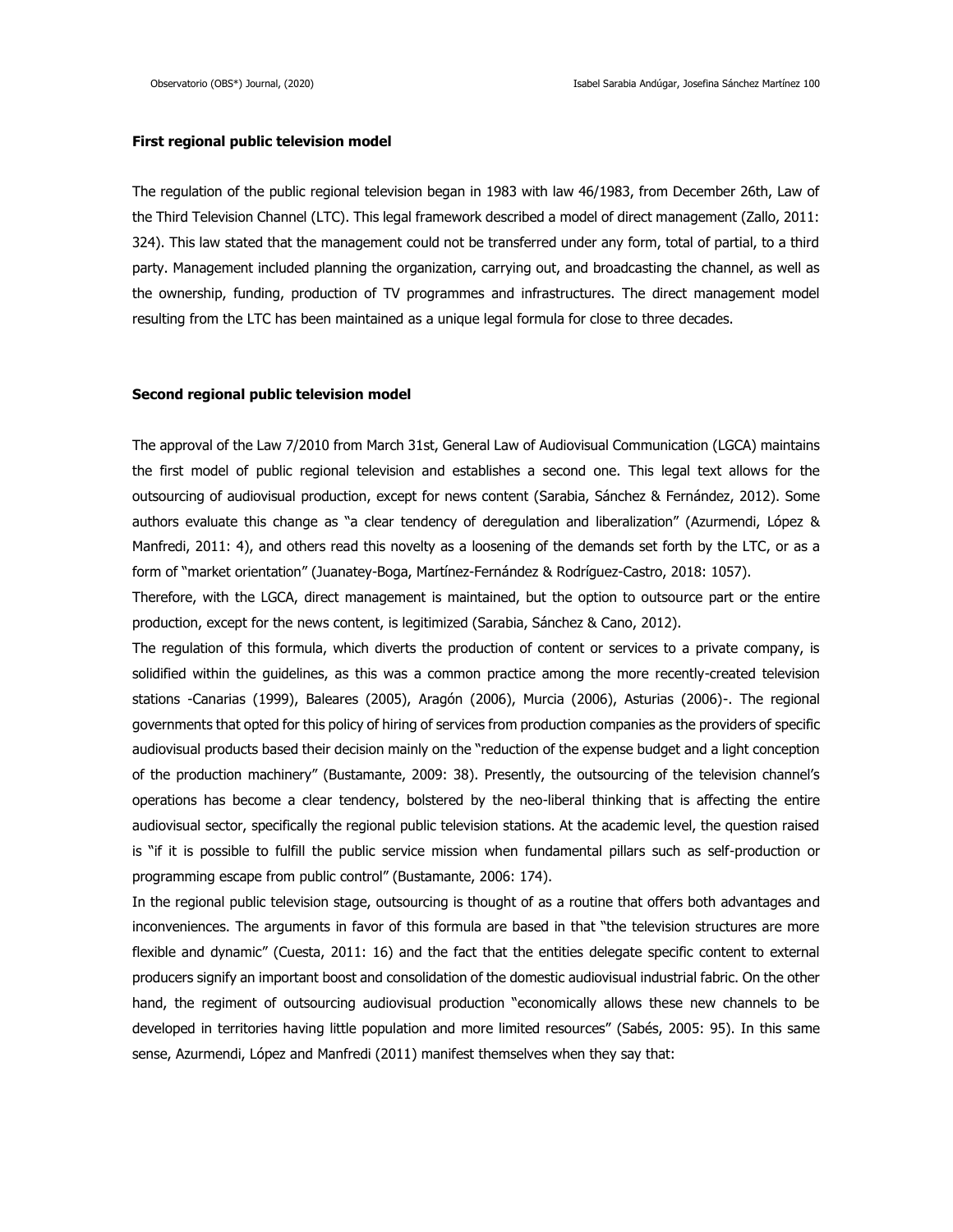**First regional public television model**

The regulation of the public regional television began in 1983 with law 46/1983, from December 26th, Law of the Third Television Channel (LTC). This legal framework described a model of direct management (Zallo, 2011: 324). This law stated that the management could not be transferred under any form, total of partial, to a third party. Management included planning the organization, carrying out, and broadcasting the channel, as well as the ownership, funding, production of TV programmes and infrastructures. The direct management model resulting from the LTC has been maintained as a unique legal formula for close to three decades.

**Second regional public television model**

The approval of the Law 7/2010 from March 31st, General Law of Audiovisual Communication (LGCA) maintains the first model of public regional television and establishes a second one. This legal text allows for the outsourcing of audiovisual production, except for news content (Sarabia, Sánchez & Fernández, 2012). Some authors evaluate this change as "a clear tendency of deregulation and liberalization" (Azurmendi, López & Manfredi, 2011: 4), and others read this novelty as a loosening of the demands set forth by the LTC, or as a form of "market orientation" (Juanatey-Boga, Martínez-Fernández & Rodríguez-Castro, 2018: 1057).

Therefore, with the LGCA, direct management is maintained, but the option to outsource part or the entire production, except for the news content, is legitimized (Sarabia, Sánchez & Cano, 2012).

The regulation of this formula, which diverts the production of content or services to a private company, is solidified within the guidelines, as this was a common practice among the more recently-created television stations -Canarias (1999), Baleares (2005), Aragón (2006), Murcia (2006), Asturias (2006)-. The regional governments that opted for this policy of hiring of services from production companies as the providers of specific audiovisual products based their decision mainly on the "reduction of the expense budget and a light conception of the production machinery" (Bustamante, 2009: 38). Presently, the outsourcing of the television channel's operations has become a clear tendency, bolstered by the neo-liberal thinking that is affecting the entire audiovisual sector, specifically the regional public television stations. At the academic level, the question raised is "if it is possible to fulfill the public service mission when fundamental pillars such as self-production or programming escape from public control" (Bustamante, 2006: 174).

In the regional public television stage, outsourcing is thought of as a routine that offers both advantages and inconveniences. The arguments in favor of this formula are based in that "the television structures are more flexible and dynamic" (Cuesta, 2011: 16) and the fact that the entities delegate specific content to external producers signify an important boost and consolidation of the domestic audiovisual industrial fabric. On the other hand, the regiment of outsourcing audiovisual production "economically allows these new channels to be developed in territories having little population and more limited resources" (Sabés, 2005: 95). In this same sense, Azurmendi, López and Manfredi (2011) manifest themselves when they say that: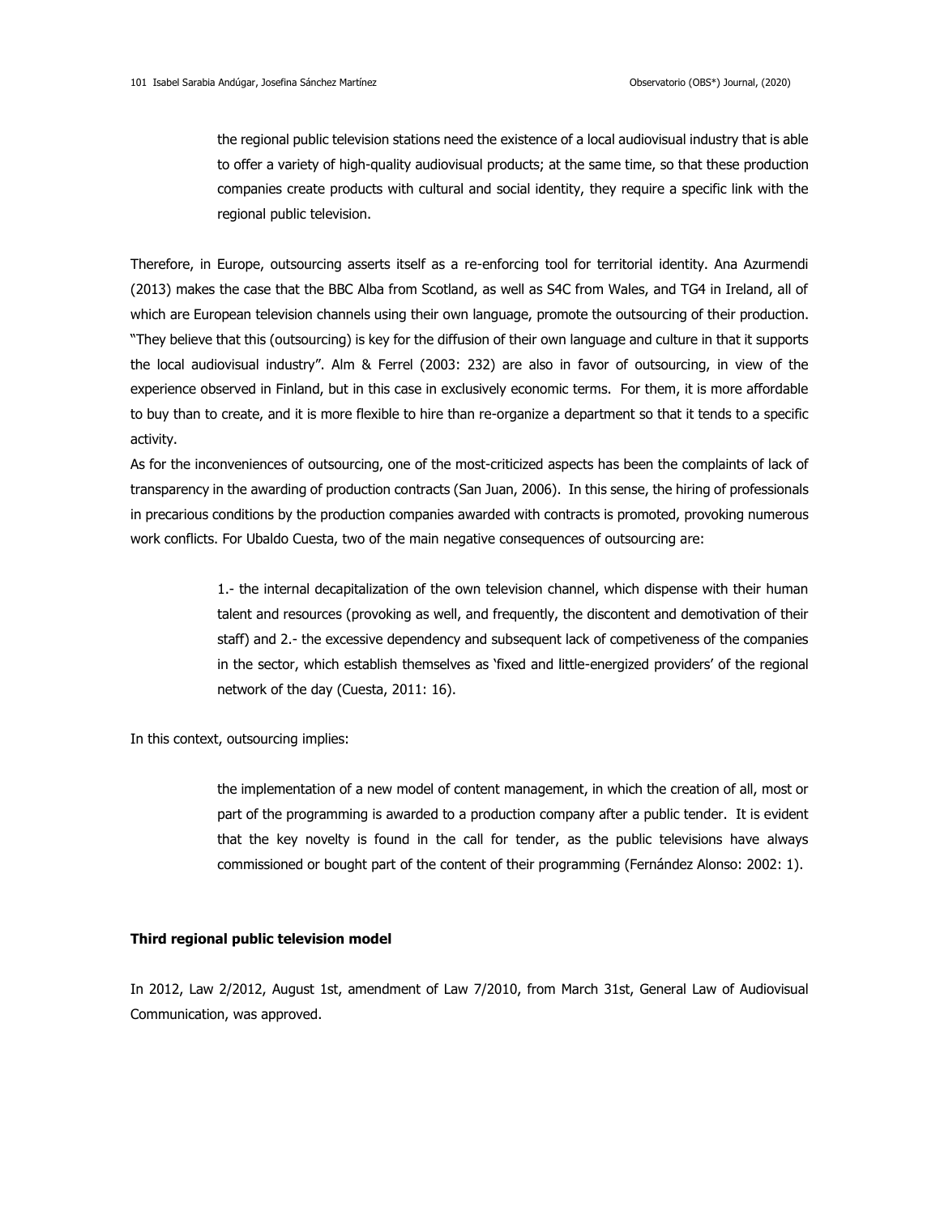> the regional public television stations need the existence of a local audiovisual industry that is able to offer a variety of high-quality audiovisual products; at the same time, so that these production companies create products with cultural and social identity, they require a specific link with the regional public television.

Therefore, in Europe, outsourcing asserts itself as a re-enforcing tool for territorial identity. Ana Azurmendi (2013) makes the case that the BBC Alba from Scotland, as well as S4C from Wales, and TG4 in Ireland, all of which are European television channels using their own language, promote the outsourcing of their production. "They believe that this (outsourcing) is key for the diffusion of their own language and culture in that it supports the local audiovisual industry". Alm & Ferrel (2003: 232) are also in favor of outsourcing, in view of the experience observed in Finland, but in this case in exclusively economic terms. For them, it is more affordable to buy than to create, and it is more flexible to hire than re-organize a department so that it tends to a specific activity.

As for the inconveniences of outsourcing, one of the most-criticized aspects has been the complaints of lack of transparency in the awarding of production contracts (San Juan, 2006). In this sense, the hiring of professionals in precarious conditions by the production companies awarded with contracts is promoted, provoking numerous work conflicts. For Ubaldo Cuesta, two of the main negative consequences of outsourcing are:

> 1.- the internal decapitalization of the own television channel, which dispense with their human talent and resources (provoking as well, and frequently, the discontent and demotivation of their staff) and 2.- the excessive dependency and subsequent lack of competiveness of the companies in the sector, which establish themselves as 'fixed and little-energized providers' of the regional network of the day (Cuesta, 2011: 16).

In this context, outsourcing implies:

> the implementation of a new model of content management, in which the creation of all, most or part of the programming is awarded to a production company after a public tender. It is evident that the key novelty is found in the call for tender, as the public televisions have always commissioned or bought part of the content of their programming (Fernández Alonso: 2002: 1).

**Third regional public television model**

In 2012, Law 2/2012, August 1st, amendment of Law 7/2010, from March 31st, General Law of Audiovisual Communication, was approved.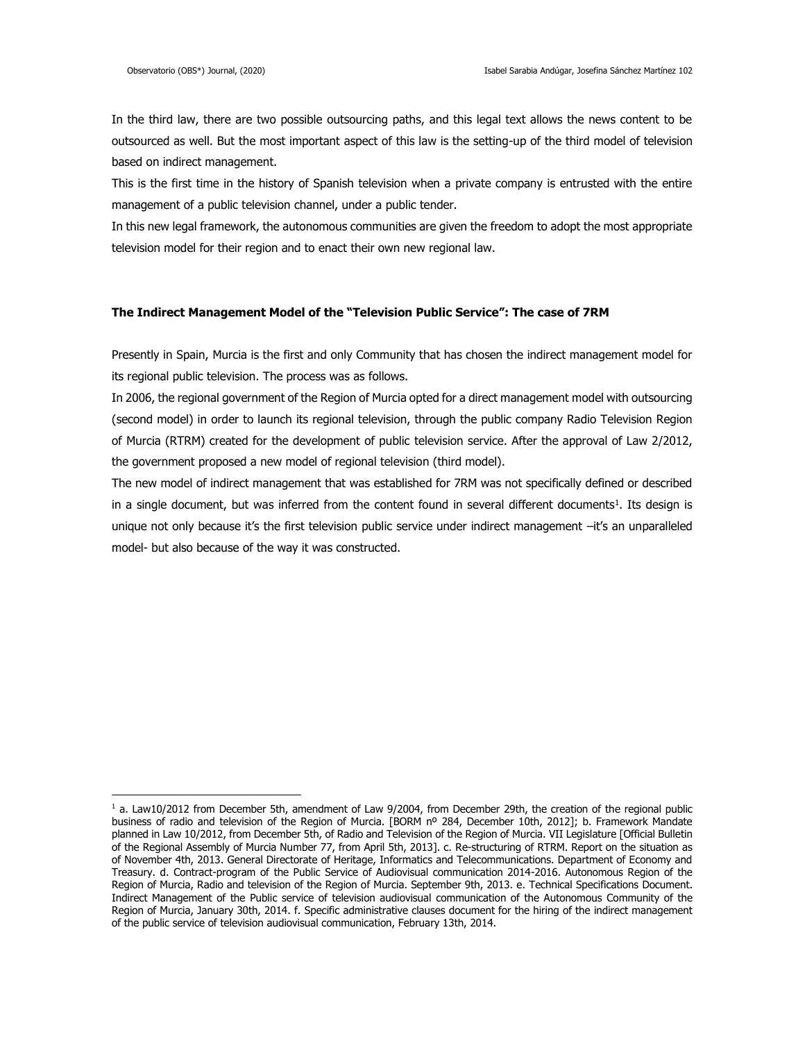In the third law, there are two possible outsourcing paths, and this legal text allows the news content to be outsourced as well. But the most important aspect of this law is the setting-up of the third model of television based on indirect management.

This is the first time in the history of Spanish television when a private company is entrusted with the entire management of a public television channel, under a public tender.

In this new legal framework, the autonomous communities are given the freedom to adopt the most appropriate television model for their region and to enact their own new regional law.

## The Indirect Management Model of the "Television Public Service": The case of 7RM

Presently in Spain, Murcia is the first and only Community that has chosen the indirect management model for its regional public television. The process was as follows.

In 2006, the regional government of the Region of Murcia opted for a direct management model with outsourcing (second model) in order to launch its regional television, through the public company Radio Television Region of Murcia (RTRM) created for the development of public television service. After the approval of Law 2/2012, the government proposed a new model of regional television (third model).

The new model of indirect management that was established for 7RM was not specifically defined or described in a single document, but was inferred from the content found in several different documents[1]. Its design is unique not only because it's the first television public service under indirect management –it's an unparalleled model- but also because of the way it was constructed.

---

[1] a. Law10/2012 from December 5th, amendment of Law 9/2004, from December 29th, the creation of the regional public business of radio and television of the Region of Murcia. [BORM nº 284, December 10th, 2012]; b. Framework Mandate planned in Law 10/2012, from December 5th, of Radio and Television of the Region of Murcia. VII Legislature [Official Bulletin of the Regional Assembly of Murcia Number 77, from April 5th, 2013]. c. Re-structuring of RTRM. Report on the situation as of November 4th, 2013. General Directorate of Heritage, Informatics and Telecommunications. Department of Economy and Treasury. d. Contract-program of the Public Service of Audiovisual communication 2014-2016. Autonomous Region of the Region of Murcia, Radio and television of the Region of Murcia. September 9th, 2013. e. Technical Specifications Document. Indirect Management of the Public service of television audiovisual communication of the Autonomous Community of the Region of Murcia, January 30th, 2014. f. Specific administrative clauses document for the hiring of the indirect management of the public service of television audiovisual communication, February 13th, 2014.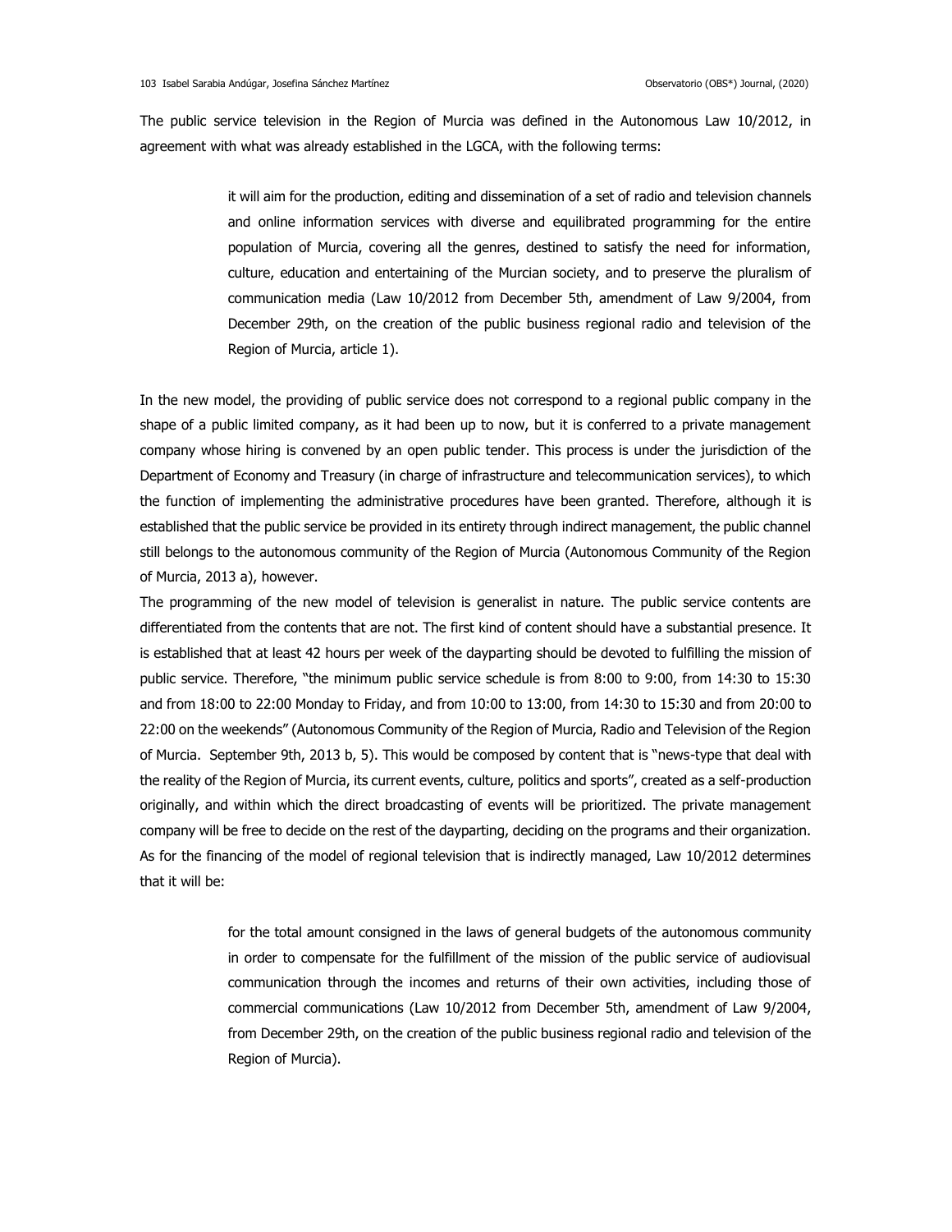The public service television in the Region of Murcia was defined in the Autonomous Law 10/2012, in agreement with what was already established in the LGCA, with the following terms:

> it will aim for the production, editing and dissemination of a set of radio and television channels and online information services with diverse and equilibrated programming for the entire population of Murcia, covering all the genres, destined to satisfy the need for information, culture, education and entertaining of the Murcian society, and to preserve the pluralism of communication media (Law 10/2012 from December 5th, amendment of Law 9/2004, from December 29th, on the creation of the public business regional radio and television of the Region of Murcia, article 1).

In the new model, the providing of public service does not correspond to a regional public company in the shape of a public limited company, as it had been up to now, but it is conferred to a private management company whose hiring is convened by an open public tender. This process is under the jurisdiction of the Department of Economy and Treasury (in charge of infrastructure and telecommunication services), to which the function of implementing the administrative procedures have been granted. Therefore, although it is established that the public service be provided in its entirety through indirect management, the public channel still belongs to the autonomous community of the Region of Murcia (Autonomous Community of the Region of Murcia, 2013 a), however.

The programming of the new model of television is generalist in nature. The public service contents are differentiated from the contents that are not. The first kind of content should have a substantial presence. It is established that at least 42 hours per week of the dayparting should be devoted to fulfilling the mission of public service. Therefore, "the minimum public service schedule is from 8:00 to 9:00, from 14:30 to 15:30 and from 18:00 to 22:00 Monday to Friday, and from 10:00 to 13:00, from 14:30 to 15:30 and from 20:00 to 22:00 on the weekends" (Autonomous Community of the Region of Murcia, Radio and Television of the Region of Murcia. September 9th, 2013 b, 5). This would be composed by content that is "news-type that deal with the reality of the Region of Murcia, its current events, culture, politics and sports", created as a self-production originally, and within which the direct broadcasting of events will be prioritized. The private management company will be free to decide on the rest of the dayparting, deciding on the programs and their organization. As for the financing of the model of regional television that is indirectly managed, Law 10/2012 determines that it will be:

> for the total amount consigned in the laws of general budgets of the autonomous community in order to compensate for the fulfillment of the mission of the public service of audiovisual communication through the incomes and returns of their own activities, including those of commercial communications (Law 10/2012 from December 5th, amendment of Law 9/2004, from December 29th, on the creation of the public business regional radio and television of the Region of Murcia).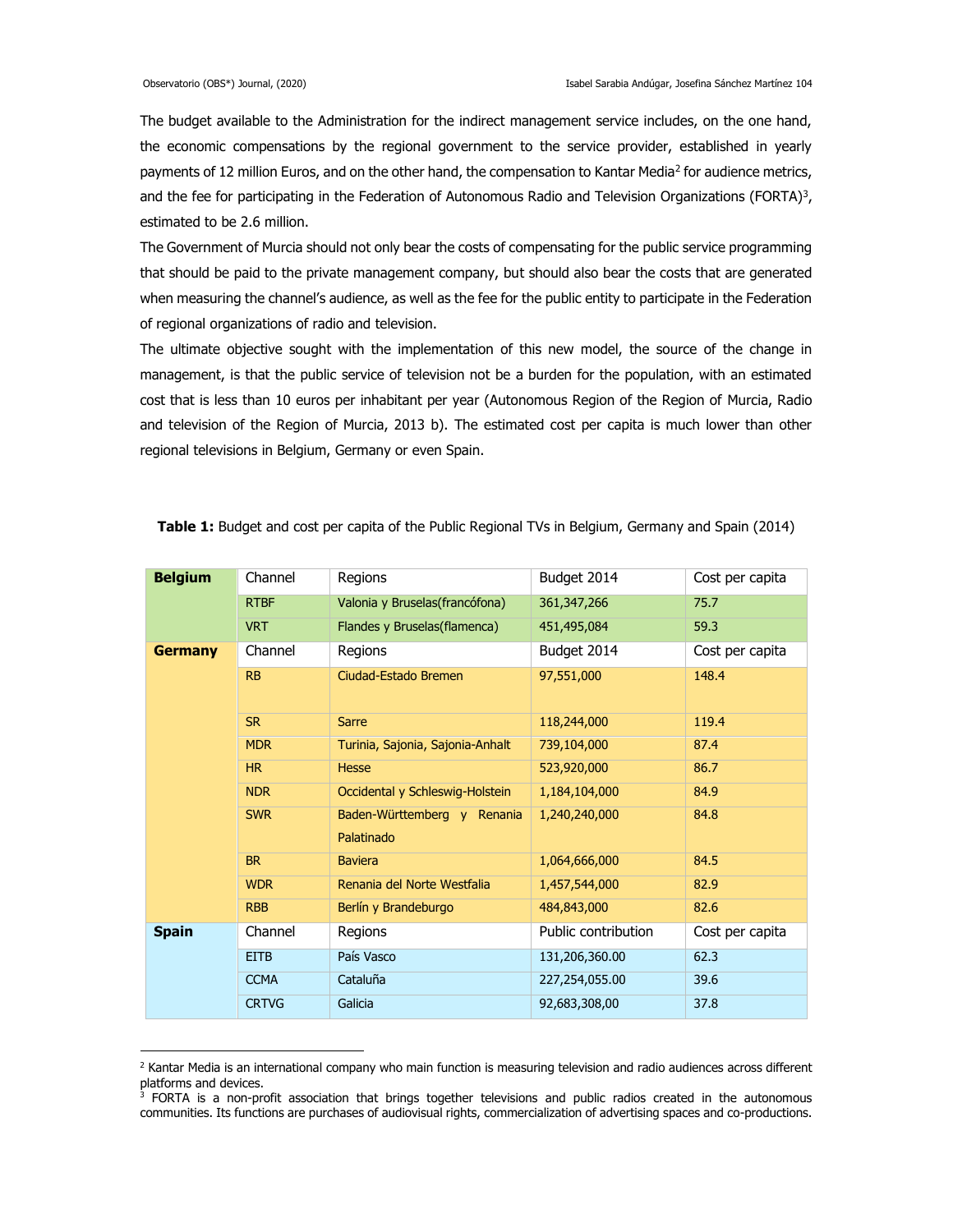The budget available to the Administration for the indirect management service includes, on the one hand, the economic compensations by the regional government to the service provider, established in yearly payments of 12 million Euros, and on the other hand, the compensation to Kantar Media[2] for audience metrics, and the fee for participating in the Federation of Autonomous Radio and Television Organizations (FORTA)[3], estimated to be 2.6 million.

The Government of Murcia should not only bear the costs of compensating for the public service programming that should be paid to the private management company, but should also bear the costs that are generated when measuring the channel's audience, as well as the fee for the public entity to participate in the Federation of regional organizations of radio and television.

The ultimate objective sought with the implementation of this new model, the source of the change in management, is that the public service of television not be a burden for the population, with an estimated cost that is less than 10 euros per inhabitant per year (Autonomous Region of the Region of Murcia, Radio and television of the Region of Murcia, 2013 b). The estimated cost per capita is much lower than other regional televisions in Belgium, Germany or even Spain.

**Table 1:** Budget and cost per capita of the Public Regional TVs in Belgium, Germany and Spain (2014)

| | Channel | Regions | Budget 2014 | Cost per capita |
|---|---|---|---|---|
| **Belgium** | RTBF | Valonia y Bruselas(francófona) | 361,347,266 | 75.7 |
| | VRT | Flandes y Bruselas(flamenca) | 451,495,084 | 59.3 |
| **Germany** | Channel | Regions | Budget 2014 | Cost per capita |
| | RB | Ciudad-Estado Bremen | 97,551,000 | 148.4 |
| | SR | Sarre | 118,244,000 | 119.4 |
| | MDR | Turinia, Sajonia, Sajonia-Anhalt | 739,104,000 | 87.4 |
| | HR | Hesse | 523,920,000 | 86.7 |
| | NDR | Occidental y Schleswig-Holstein | 1,184,104,000 | 84.9 |
| | SWR | Baden-Württemberg y Renania Palatinado | 1,240,240,000 | 84.8 |
| | BR | Baviera | 1,064,666,000 | 84.5 |
| | WDR | Renania del Norte Westfalia | 1,457,544,000 | 82.9 |
| | RBB | Berlín y Brandeburgo | 484,843,000 | 82.6 |
| **Spain** | Channel | Regions | Public contribution | Cost per capita |
| | EITB | País Vasco | 131,206,360.00 | 62.3 |
| | CCMA | Cataluña | 227,254,055.00 | 39.6 |
| | CRTVG | Galicia | 92,683,308,00 | 37.8 |

[2] Kantar Media is an international company who main function is measuring television and radio audiences across different platforms and devices.

[3] FORTA is a non-profit association that brings together televisions and public radios created in the autonomous communities. Its functions are purchases of audiovisual rights, commercialization of advertising spaces and co-productions.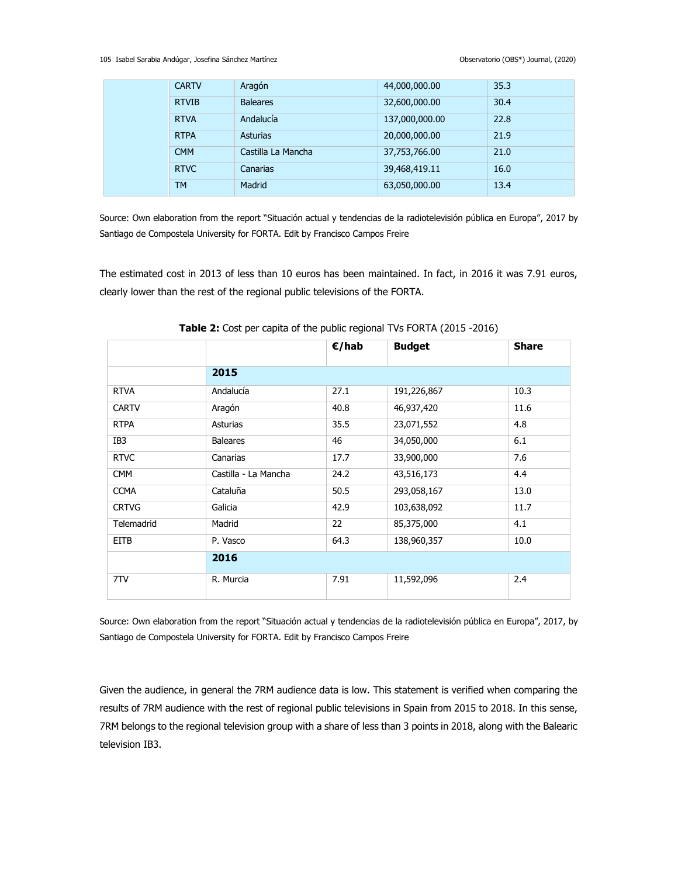| | | | |
|---|---|---|---|
| | CARTV | Aragón | 44,000,000.00 | 35.3 |
| | RTVIB | Baleares | 32,600,000.00 | 30.4 |
| | RTVA | Andalucía | 137,000,000.00 | 22.8 |
| | RTPA | Asturias | 20,000,000.00 | 21.9 |
| | CMM | Castilla La Mancha | 37,753,766.00 | 21.0 |
| | RTVC | Canarias | 39,468,419.11 | 16.0 |
| | TM | Madrid | 63,050,000.00 | 13.4 |

Source: Own elaboration from the report "Situación actual y tendencias de la radiotelevisión pública en Europa", 2017 by Santiago de Compostela University for FORTA. Edit by Francisco Campos Freire

The estimated cost in 2013 of less than 10 euros has been maintained. In fact, in 2016 it was 7.91 euros, clearly lower than the rest of the regional public televisions of the FORTA.

**Table 2:** Cost per capita of the public regional TVs FORTA (2015 -2016)

| | | €/hab | Budget | Share |
|---|---|---|---|---|
| | **2015** | | | |
| RTVA | Andalucía | 27.1 | 191,226,867 | 10.3 |
| CARTV | Aragón | 40.8 | 46,937,420 | 11.6 |
| RTPA | Asturias | 35.5 | 23,071,552 | 4.8 |
| IB3 | Baleares | 46 | 34,050,000 | 6.1 |
| RTVC | Canarias | 17.7 | 33,900,000 | 7.6 |
| CMM | Castilla - La Mancha | 24.2 | 43,516,173 | 4.4 |
| CCMA | Cataluña | 50.5 | 293,058,167 | 13.0 |
| CRTVG | Galicia | 42.9 | 103,638,092 | 11.7 |
| Telemadrid | Madrid | 22 | 85,375,000 | 4.1 |
| EITB | P. Vasco | 64.3 | 138,960,357 | 10.0 |
| | **2016** | | | |
| 7TV | R. Murcia | 7.91 | 11,592,096 | 2.4 |

Source: Own elaboration from the report "Situación actual y tendencias de la radiotelevisión pública en Europa", 2017, by Santiago de Compostela University for FORTA. Edit by Francisco Campos Freire

Given the audience, in general the 7RM audience data is low. This statement is verified when comparing the results of 7RM audience with the rest of regional public televisions in Spain from 2015 to 2018. In this sense, 7RM belongs to the regional television group with a share of less than 3 points in 2018, along with the Balearic television IB3.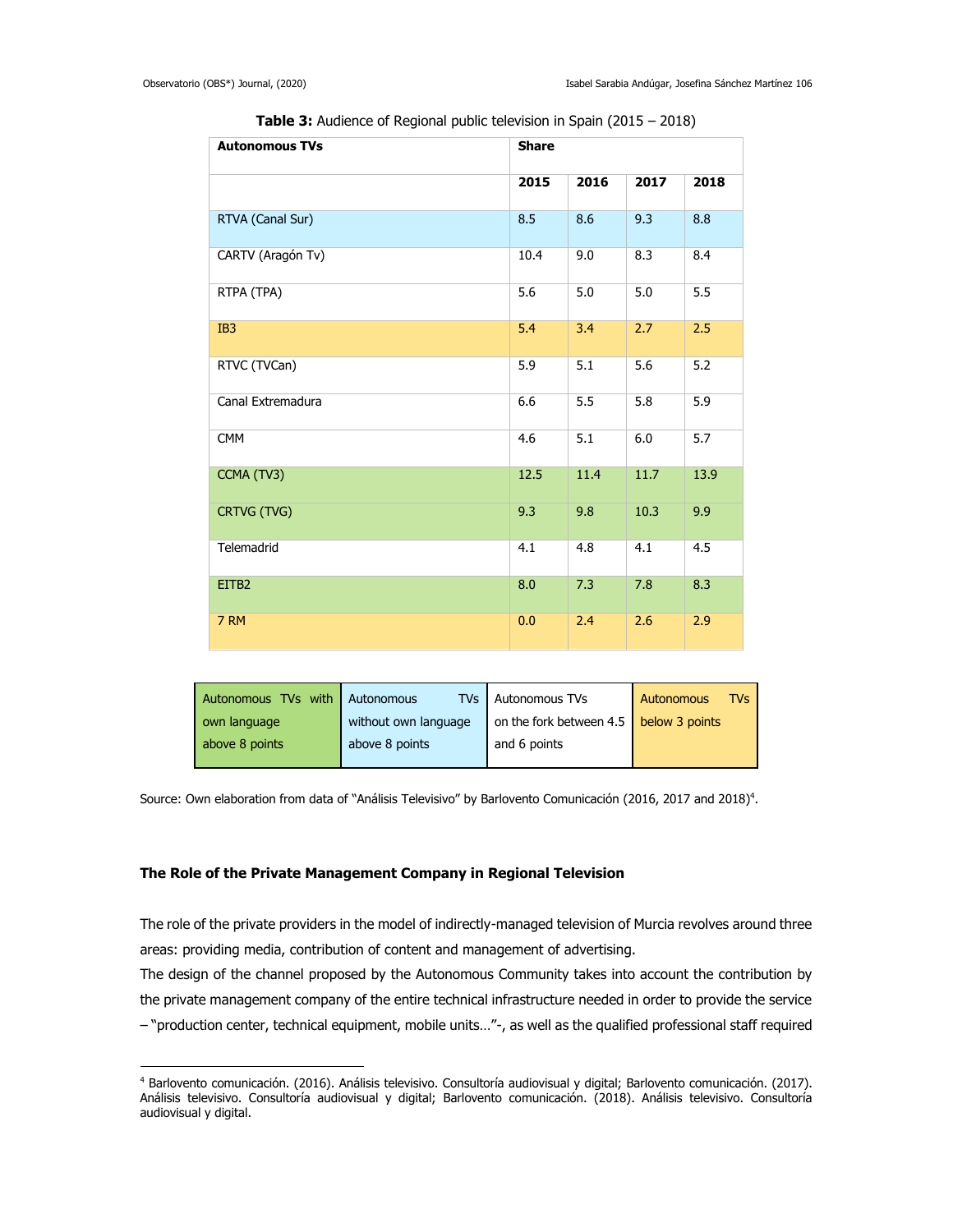**Table 3:** Audience of Regional public television in Spain (2015 – 2018)

| Autonomous TVs | Share | | | |
|---|---|---|---|---|
| | 2015 | 2016 | 2017 | 2018 |
| RTVA (Canal Sur) | 8.5 | 8.6 | 9.3 | 8.8 |
| CARTV (Aragón Tv) | 10.4 | 9.0 | 8.3 | 8.4 |
| RTPA (TPA) | 5.6 | 5.0 | 5.0 | 5.5 |
| IB3 | 5.4 | 3.4 | 2.7 | 2.5 |
| RTVC (TVCan) | 5.9 | 5.1 | 5.6 | 5.2 |
| Canal Extremadura | 6.6 | 5.5 | 5.8 | 5.9 |
| CMM | 4.6 | 5.1 | 6.0 | 5.7 |
| CCMA (TV3) | 12.5 | 11.4 | 11.7 | 13.9 |
| CRTVG (TVG) | 9.3 | 9.8 | 10.3 | 9.9 |
| Telemadrid | 4.1 | 4.8 | 4.1 | 4.5 |
| EITB2 | 8.0 | 7.3 | 7.8 | 8.3 |
| 7 RM | 0.0 | 2.4 | 2.6 | 2.9 |

| Autonomous TVs with own language above 8 points | Autonomous TVs without own language above 8 points | Autonomous TVs on the fork between 4.5 and 6 points | Autonomous TVs below 3 points |
|---|---|---|---|

Source: Own elaboration from data of "Análisis Televisivo" by Barlovento Comunicación (2016, 2017 and 2018)[4].

### The Role of the Private Management Company in Regional Television

The role of the private providers in the model of indirectly-managed television of Murcia revolves around three areas: providing media, contribution of content and management of advertising.

The design of the channel proposed by the Autonomous Community takes into account the contribution by the private management company of the entire technical infrastructure needed in order to provide the service – "production center, technical equipment, mobile units…"-, as well as the qualified professional staff required

[4] Barlovento comunicación. (2016). Análisis televisivo. Consultoría audiovisual y digital; Barlovento comunicación. (2017). Análisis televisivo. Consultoría audiovisual y digital; Barlovento comunicación. (2018). Análisis televisivo. Consultoría audiovisual y digital.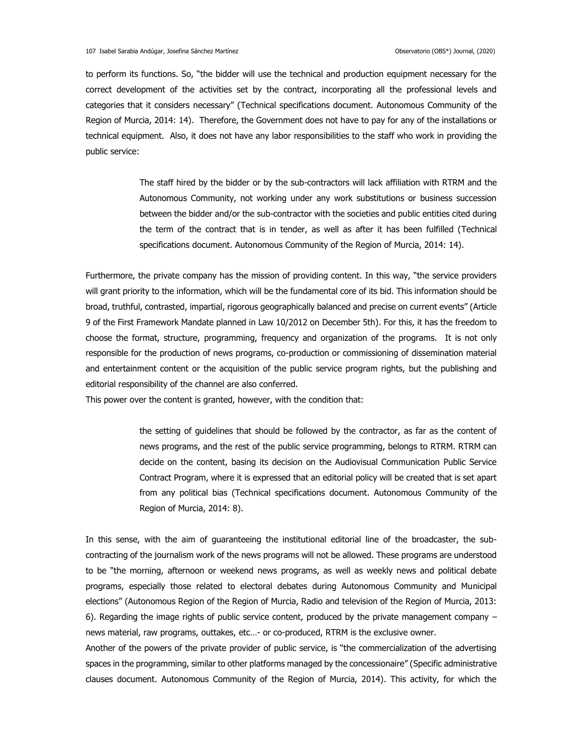to perform its functions. So, "the bidder will use the technical and production equipment necessary for the correct development of the activities set by the contract, incorporating all the professional levels and categories that it considers necessary" (Technical specifications document. Autonomous Community of the Region of Murcia, 2014: 14). Therefore, the Government does not have to pay for any of the installations or technical equipment. Also, it does not have any labor responsibilities to the staff who work in providing the public service:

> The staff hired by the bidder or by the sub-contractors will lack affiliation with RTRM and the Autonomous Community, not working under any work substitutions or business succession between the bidder and/or the sub-contractor with the societies and public entities cited during the term of the contract that is in tender, as well as after it has been fulfilled (Technical specifications document. Autonomous Community of the Region of Murcia, 2014: 14).

Furthermore, the private company has the mission of providing content. In this way, "the service providers will grant priority to the information, which will be the fundamental core of its bid. This information should be broad, truthful, contrasted, impartial, rigorous geographically balanced and precise on current events" (Article 9 of the First Framework Mandate planned in Law 10/2012 on December 5th). For this, it has the freedom to choose the format, structure, programming, frequency and organization of the programs. It is not only responsible for the production of news programs, co-production or commissioning of dissemination material and entertainment content or the acquisition of the public service program rights, but the publishing and editorial responsibility of the channel are also conferred.

This power over the content is granted, however, with the condition that:

> the setting of guidelines that should be followed by the contractor, as far as the content of news programs, and the rest of the public service programming, belongs to RTRM. RTRM can decide on the content, basing its decision on the Audiovisual Communication Public Service Contract Program, where it is expressed that an editorial policy will be created that is set apart from any political bias (Technical specifications document. Autonomous Community of the Region of Murcia, 2014: 8).

In this sense, with the aim of guaranteeing the institutional editorial line of the broadcaster, the sub-contracting of the journalism work of the news programs will not be allowed. These programs are understood to be "the morning, afternoon or weekend news programs, as well as weekly news and political debate programs, especially those related to electoral debates during Autonomous Community and Municipal elections" (Autonomous Region of the Region of Murcia, Radio and television of the Region of Murcia, 2013: 6). Regarding the image rights of public service content, produced by the private management company – news material, raw programs, outtakes, etc…- or co-produced, RTRM is the exclusive owner.

Another of the powers of the private provider of public service, is "the commercialization of the advertising spaces in the programming, similar to other platforms managed by the concessionaire" (Specific administrative clauses document. Autonomous Community of the Region of Murcia, 2014). This activity, for which the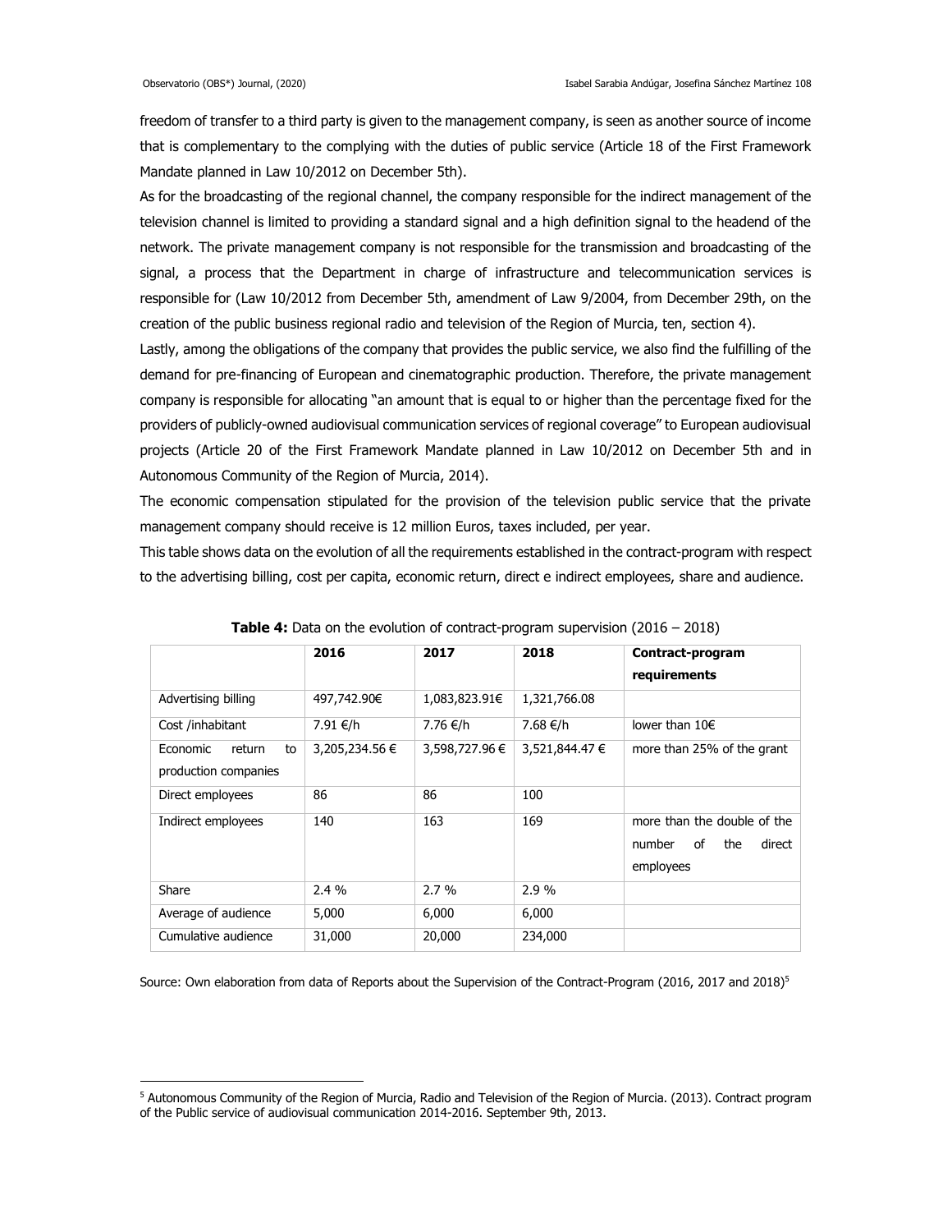freedom of transfer to a third party is given to the management company, is seen as another source of income that is complementary to the complying with the duties of public service (Article 18 of the First Framework Mandate planned in Law 10/2012 on December 5th).

As for the broadcasting of the regional channel, the company responsible for the indirect management of the television channel is limited to providing a standard signal and a high definition signal to the headend of the network. The private management company is not responsible for the transmission and broadcasting of the signal, a process that the Department in charge of infrastructure and telecommunication services is responsible for (Law 10/2012 from December 5th, amendment of Law 9/2004, from December 29th, on the creation of the public business regional radio and television of the Region of Murcia, ten, section 4).

Lastly, among the obligations of the company that provides the public service, we also find the fulfilling of the demand for pre-financing of European and cinematographic production. Therefore, the private management company is responsible for allocating "an amount that is equal to or higher than the percentage fixed for the providers of publicly-owned audiovisual communication services of regional coverage" to European audiovisual projects (Article 20 of the First Framework Mandate planned in Law 10/2012 on December 5th and in Autonomous Community of the Region of Murcia, 2014).

The economic compensation stipulated for the provision of the television public service that the private management company should receive is 12 million Euros, taxes included, per year.

This table shows data on the evolution of all the requirements established in the contract-program with respect to the advertising billing, cost per capita, economic return, direct e indirect employees, share and audience.

**Table 4:** Data on the evolution of contract-program supervision (2016 – 2018)

| | **2016** | **2017** | **2018** | **Contract-program requirements** |
|---|---|---|---|---|
| Advertising billing | 497,742.90€ | 1,083,823.91€ | 1,321,766.08 | |
| Cost /inhabitant | 7.91 €/h | 7.76 €/h | 7.68 €/h | lower than 10€ |
| Economic return to production companies | 3,205,234.56 € | 3,598,727.96 € | 3,521,844.47 € | more than 25% of the grant |
| Direct employees | 86 | 86 | 100 | |
| Indirect employees | 140 | 163 | 169 | more than the double of the number of the direct employees |
| Share | 2.4 % | 2.7 % | 2.9 % | |
| Average of audience | 5,000 | 6,000 | 6,000 | |
| Cumulative audience | 31,000 | 20,000 | 234,000 | |

Source: Own elaboration from data of Reports about the Supervision of the Contract-Program (2016, 2017 and 2018)[5]

[5] Autonomous Community of the Region of Murcia, Radio and Television of the Region of Murcia. (2013). Contract program of the Public service of audiovisual communication 2014-2016. September 9th, 2013.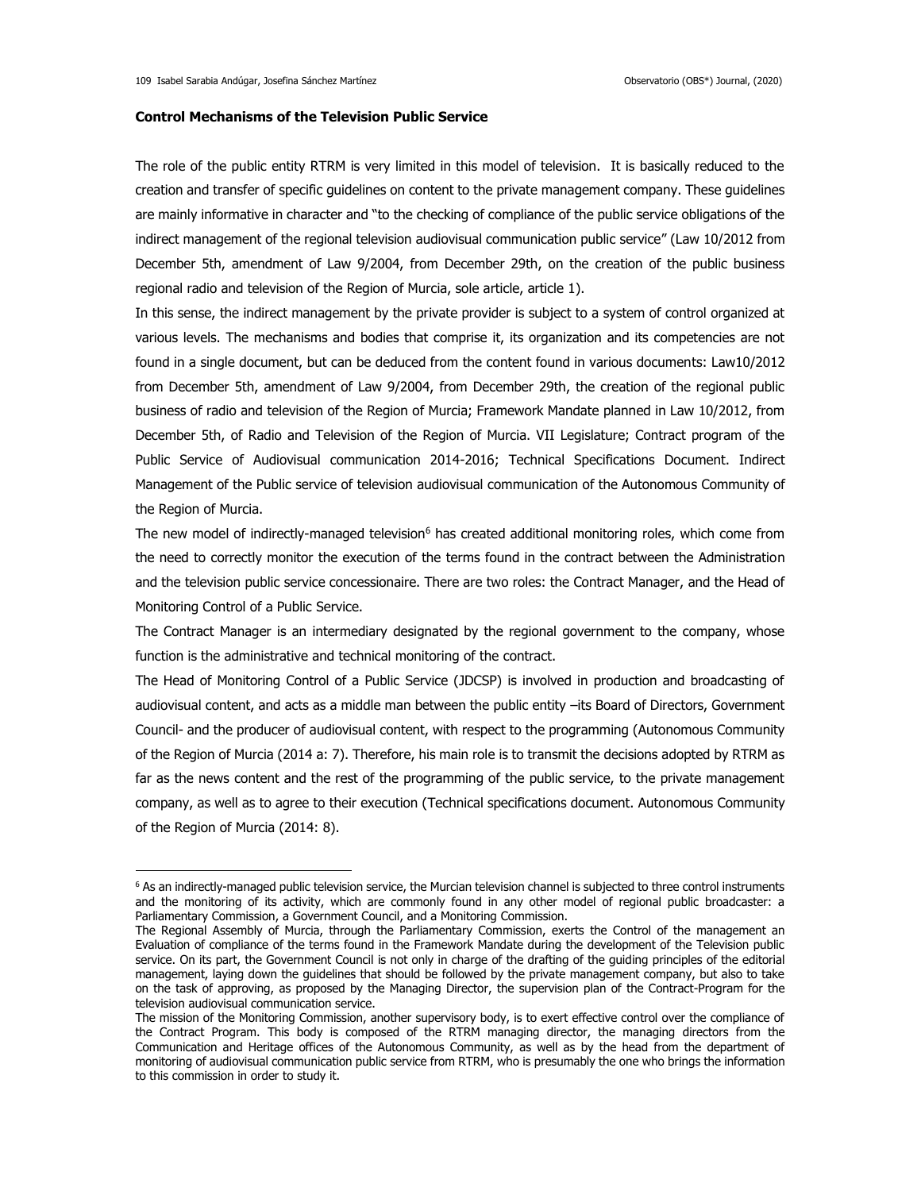**Control Mechanisms of the Television Public Service**

The role of the public entity RTRM is very limited in this model of television. It is basically reduced to the creation and transfer of specific guidelines on content to the private management company. These guidelines are mainly informative in character and "to the checking of compliance of the public service obligations of the indirect management of the regional television audiovisual communication public service" (Law 10/2012 from December 5th, amendment of Law 9/2004, from December 29th, on the creation of the public business regional radio and television of the Region of Murcia, sole article, article 1).

In this sense, the indirect management by the private provider is subject to a system of control organized at various levels. The mechanisms and bodies that comprise it, its organization and its competencies are not found in a single document, but can be deduced from the content found in various documents: Law10/2012 from December 5th, amendment of Law 9/2004, from December 29th, the creation of the regional public business of radio and television of the Region of Murcia; Framework Mandate planned in Law 10/2012, from December 5th, of Radio and Television of the Region of Murcia. VII Legislature; Contract program of the Public Service of Audiovisual communication 2014-2016; Technical Specifications Document. Indirect Management of the Public service of television audiovisual communication of the Autonomous Community of the Region of Murcia.

The new model of indirectly-managed television[6] has created additional monitoring roles, which come from the need to correctly monitor the execution of the terms found in the contract between the Administration and the television public service concessionaire. There are two roles: the Contract Manager, and the Head of Monitoring Control of a Public Service.

The Contract Manager is an intermediary designated by the regional government to the company, whose function is the administrative and technical monitoring of the contract.

The Head of Monitoring Control of a Public Service (JDCSP) is involved in production and broadcasting of audiovisual content, and acts as a middle man between the public entity –its Board of Directors, Government Council- and the producer of audiovisual content, with respect to the programming (Autonomous Community of the Region of Murcia (2014 a: 7). Therefore, his main role is to transmit the decisions adopted by RTRM as far as the news content and the rest of the programming of the public service, to the private management company, as well as to agree to their execution (Technical specifications document. Autonomous Community of the Region of Murcia (2014: 8).

---

[6] As an indirectly-managed public television service, the Murcian television channel is subjected to three control instruments and the monitoring of its activity, which are commonly found in any other model of regional public broadcaster: a Parliamentary Commission, a Government Council, and a Monitoring Commission.

The Regional Assembly of Murcia, through the Parliamentary Commission, exerts the Control of the management an Evaluation of compliance of the terms found in the Framework Mandate during the development of the Television public service. On its part, the Government Council is not only in charge of the drafting of the guiding principles of the editorial management, laying down the guidelines that should be followed by the private management company, but also to take on the task of approving, as proposed by the Managing Director, the supervision plan of the Contract-Program for the television audiovisual communication service.

The mission of the Monitoring Commission, another supervisory body, is to exert effective control over the compliance of the Contract Program. This body is composed of the RTRM managing director, the managing directors from the Communication and Heritage offices of the Autonomous Community, as well as by the head from the department of monitoring of audiovisual communication public service from RTRM, who is presumably the one who brings the information to this commission in order to study it.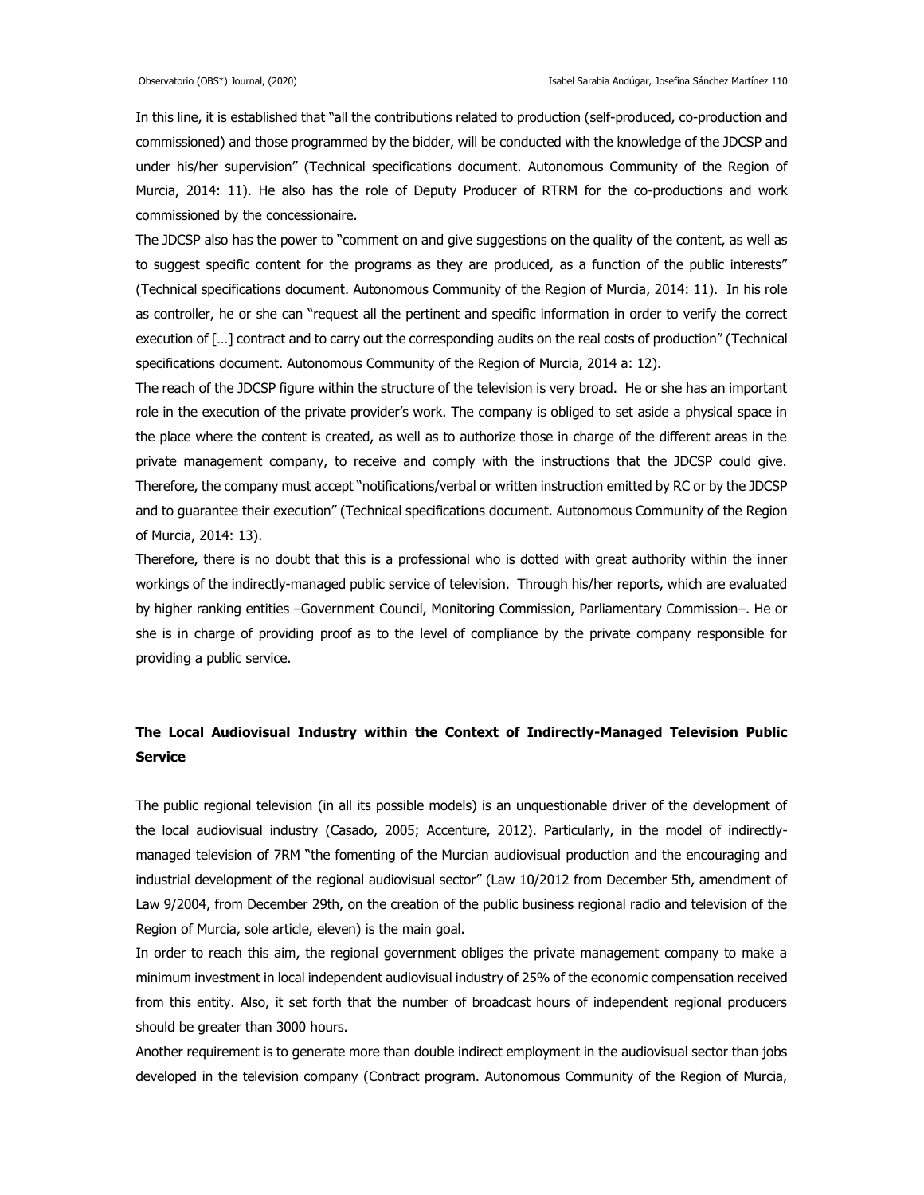In this line, it is established that "all the contributions related to production (self-produced, co-production and commissioned) and those programmed by the bidder, will be conducted with the knowledge of the JDCSP and under his/her supervision" (Technical specifications document. Autonomous Community of the Region of Murcia, 2014: 11). He also has the role of Deputy Producer of RTRM for the co-productions and work commissioned by the concessionaire.

The JDCSP also has the power to "comment on and give suggestions on the quality of the content, as well as to suggest specific content for the programs as they are produced, as a function of the public interests" (Technical specifications document. Autonomous Community of the Region of Murcia, 2014: 11). In his role as controller, he or she can "request all the pertinent and specific information in order to verify the correct execution of […] contract and to carry out the corresponding audits on the real costs of production" (Technical specifications document. Autonomous Community of the Region of Murcia, 2014 a: 12).

The reach of the JDCSP figure within the structure of the television is very broad. He or she has an important role in the execution of the private provider's work. The company is obliged to set aside a physical space in the place where the content is created, as well as to authorize those in charge of the different areas in the private management company, to receive and comply with the instructions that the JDCSP could give. Therefore, the company must accept "notifications/verbal or written instruction emitted by RC or by the JDCSP and to guarantee their execution" (Technical specifications document. Autonomous Community of the Region of Murcia, 2014: 13).

Therefore, there is no doubt that this is a professional who is dotted with great authority within the inner workings of the indirectly-managed public service of television. Through his/her reports, which are evaluated by higher ranking entities –Government Council, Monitoring Commission, Parliamentary Commission–. He or she is in charge of providing proof as to the level of compliance by the private company responsible for providing a public service.

## The Local Audiovisual Industry within the Context of Indirectly-Managed Television Public Service

The public regional television (in all its possible models) is an unquestionable driver of the development of the local audiovisual industry (Casado, 2005; Accenture, 2012). Particularly, in the model of indirectly-managed television of 7RM "the fomenting of the Murcian audiovisual production and the encouraging and industrial development of the regional audiovisual sector" (Law 10/2012 from December 5th, amendment of Law 9/2004, from December 29th, on the creation of the public business regional radio and television of the Region of Murcia, sole article, eleven) is the main goal.

In order to reach this aim, the regional government obliges the private management company to make a minimum investment in local independent audiovisual industry of 25% of the economic compensation received from this entity. Also, it set forth that the number of broadcast hours of independent regional producers should be greater than 3000 hours.

Another requirement is to generate more than double indirect employment in the audiovisual sector than jobs developed in the television company (Contract program. Autonomous Community of the Region of Murcia,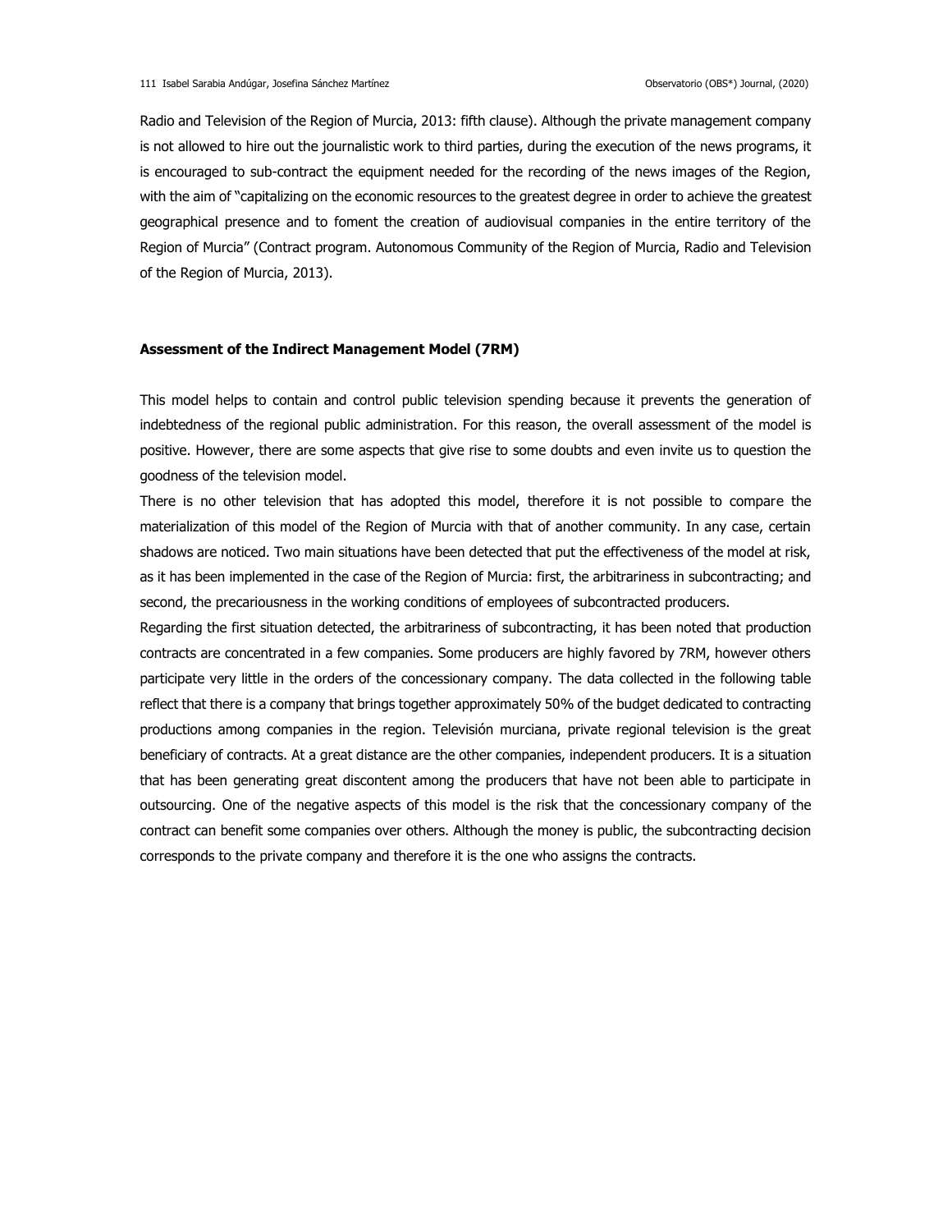Radio and Television of the Region of Murcia, 2013: fifth clause). Although the private management company is not allowed to hire out the journalistic work to third parties, during the execution of the news programs, it is encouraged to sub-contract the equipment needed for the recording of the news images of the Region, with the aim of "capitalizing on the economic resources to the greatest degree in order to achieve the greatest geographical presence and to foment the creation of audiovisual companies in the entire territory of the Region of Murcia" (Contract program. Autonomous Community of the Region of Murcia, Radio and Television of the Region of Murcia, 2013).

### Assessment of the Indirect Management Model (7RM)

This model helps to contain and control public television spending because it prevents the generation of indebtedness of the regional public administration. For this reason, the overall assessment of the model is positive. However, there are some aspects that give rise to some doubts and even invite us to question the goodness of the television model.

There is no other television that has adopted this model, therefore it is not possible to compare the materialization of this model of the Region of Murcia with that of another community. In any case, certain shadows are noticed. Two main situations have been detected that put the effectiveness of the model at risk, as it has been implemented in the case of the Region of Murcia: first, the arbitrariness in subcontracting; and second, the precariousness in the working conditions of employees of subcontracted producers.

Regarding the first situation detected, the arbitrariness of subcontracting, it has been noted that production contracts are concentrated in a few companies. Some producers are highly favored by 7RM, however others participate very little in the orders of the concessionary company. The data collected in the following table reflect that there is a company that brings together approximately 50% of the budget dedicated to contracting productions among companies in the region. Televisión murciana, private regional television is the great beneficiary of contracts. At a great distance are the other companies, independent producers. It is a situation that has been generating great discontent among the producers that have not been able to participate in outsourcing. One of the negative aspects of this model is the risk that the concessionary company of the contract can benefit some companies over others. Although the money is public, the subcontracting decision corresponds to the private company and therefore it is the one who assigns the contracts.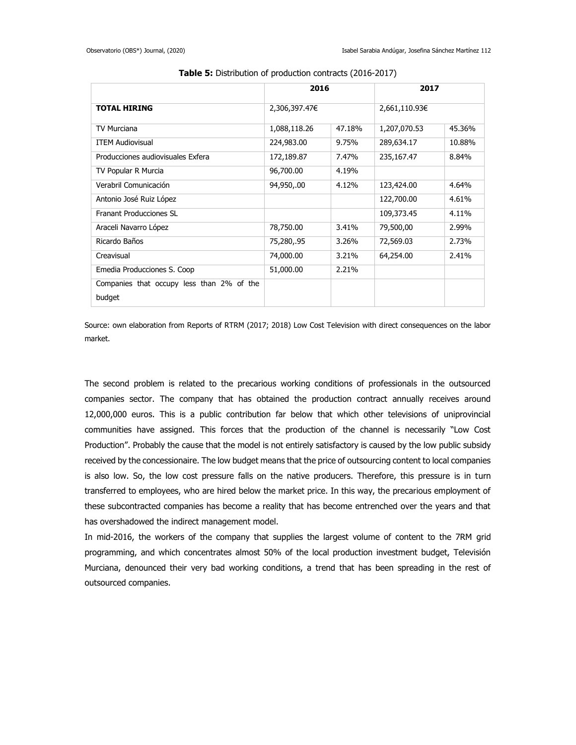**Table 5:** Distribution of production contracts (2016-2017)

| | 2016 | | 2017 | |
|---|---|---|---|---|
| **TOTAL HIRING** | 2,306,397.47€ | | 2,661,110.93€ | |
| TV Murciana | 1,088,118.26 | 47.18% | 1,207,070.53 | 45.36% |
| ITEM Audiovisual | 224,983.00 | 9.75% | 289,634.17 | 10.88% |
| Producciones audiovisuales Exfera | 172,189.87 | 7.47% | 235,167.47 | 8.84% |
| TV Popular R Murcia | 96,700.00 | 4.19% | | |
| Verabril Comunicación | 94,950,.00 | 4.12% | 123,424.00 | 4.64% |
| Antonio José Ruiz López | | | 122,700.00 | 4.61% |
| Franant Producciones SL | | | 109,373.45 | 4.11% |
| Araceli Navarro López | 78,750.00 | 3.41% | 79,500,00 | 2.99% |
| Ricardo Baños | 75,280,.95 | 3.26% | 72,569.03 | 2.73% |
| Creavisual | 74,000.00 | 3.21% | 64,254.00 | 2.41% |
| Emedia Producciones S. Coop | 51,000.00 | 2.21% | | |
| Companies that occupy less than 2% of the budget | | | | |

Source: own elaboration from Reports of RTRM (2017; 2018) Low Cost Television with direct consequences on the labor market.

The second problem is related to the precarious working conditions of professionals in the outsourced companies sector. The company that has obtained the production contract annually receives around 12,000,000 euros. This is a public contribution far below that which other televisions of uniprovincial communities have assigned. This forces that the production of the channel is necessarily "Low Cost Production". Probably the cause that the model is not entirely satisfactory is caused by the low public subsidy received by the concessionaire. The low budget means that the price of outsourcing content to local companies is also low. So, the low cost pressure falls on the native producers. Therefore, this pressure is in turn transferred to employees, who are hired below the market price. In this way, the precarious employment of these subcontracted companies has become a reality that has become entrenched over the years and that has overshadowed the indirect management model.

In mid-2016, the workers of the company that supplies the largest volume of content to the 7RM grid programming, and which concentrates almost 50% of the local production investment budget, Televisión Murciana, denounced their very bad working conditions, a trend that has been spreading in the rest of outsourced companies.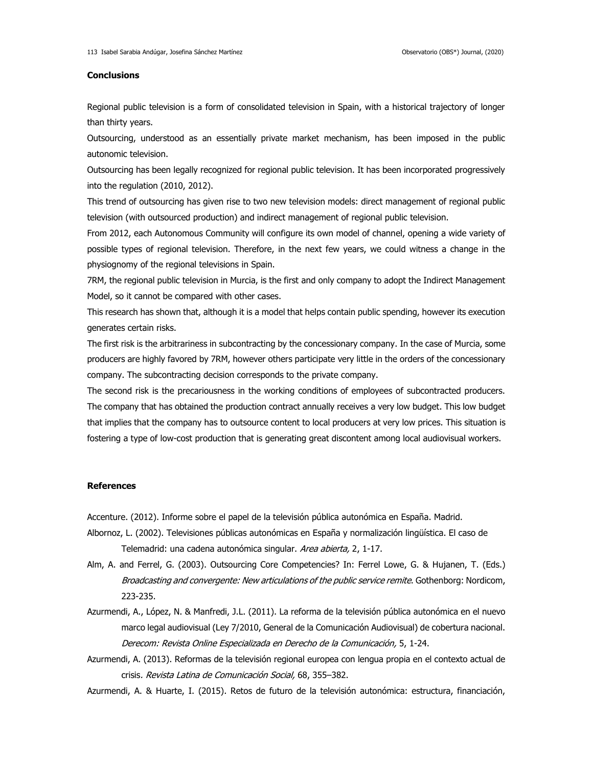## Conclusions

Regional public television is a form of consolidated television in Spain, with a historical trajectory of longer than thirty years.

Outsourcing, understood as an essentially private market mechanism, has been imposed in the public autonomic television.

Outsourcing has been legally recognized for regional public television. It has been incorporated progressively into the regulation (2010, 2012).

This trend of outsourcing has given rise to two new television models: direct management of regional public television (with outsourced production) and indirect management of regional public television.

From 2012, each Autonomous Community will configure its own model of channel, opening a wide variety of possible types of regional television. Therefore, in the next few years, we could witness a change in the physiognomy of the regional televisions in Spain.

7RM, the regional public television in Murcia, is the first and only company to adopt the Indirect Management Model, so it cannot be compared with other cases.

This research has shown that, although it is a model that helps contain public spending, however its execution generates certain risks.

The first risk is the arbitrariness in subcontracting by the concessionary company. In the case of Murcia, some producers are highly favored by 7RM, however others participate very little in the orders of the concessionary company. The subcontracting decision corresponds to the private company.

The second risk is the precariousness in the working conditions of employees of subcontracted producers. The company that has obtained the production contract annually receives a very low budget. This low budget that implies that the company has to outsource content to local producers at very low prices. This situation is fostering a type of low-cost production that is generating great discontent among local audiovisual workers.

## References

Accenture. (2012). Informe sobre el papel de la televisión pública autonómica en España. Madrid.

Albornoz, L. (2002). Televisiones públicas autonómicas en España y normalización lingüística. El caso de Telemadrid: una cadena autonómica singular. *Area abierta,* 2, 1-17.

Alm, A. and Ferrel, G. (2003). Outsourcing Core Competencies? In: Ferrel Lowe, G. & Hujanen, T. (Eds.) *Broadcasting and convergente: New articulations of the public service remite*. Gothenborg: Nordicom, 223-235.

Azurmendi, A., López, N. & Manfredi, J.L. (2011). La reforma de la televisión pública autonómica en el nuevo marco legal audiovisual (Ley 7/2010, General de la Comunicación Audiovisual) de cobertura nacional. *Derecom: Revista Online Especializada en Derecho de la Comunicación,* 5, 1-24.

Azurmendi, A. (2013). Reformas de la televisión regional europea con lengua propia en el contexto actual de crisis. *Revista Latina de Comunicación Social,* 68, 355–382.

Azurmendi, A. & Huarte, I. (2015). Retos de futuro de la televisión autonómica: estructura, financiación,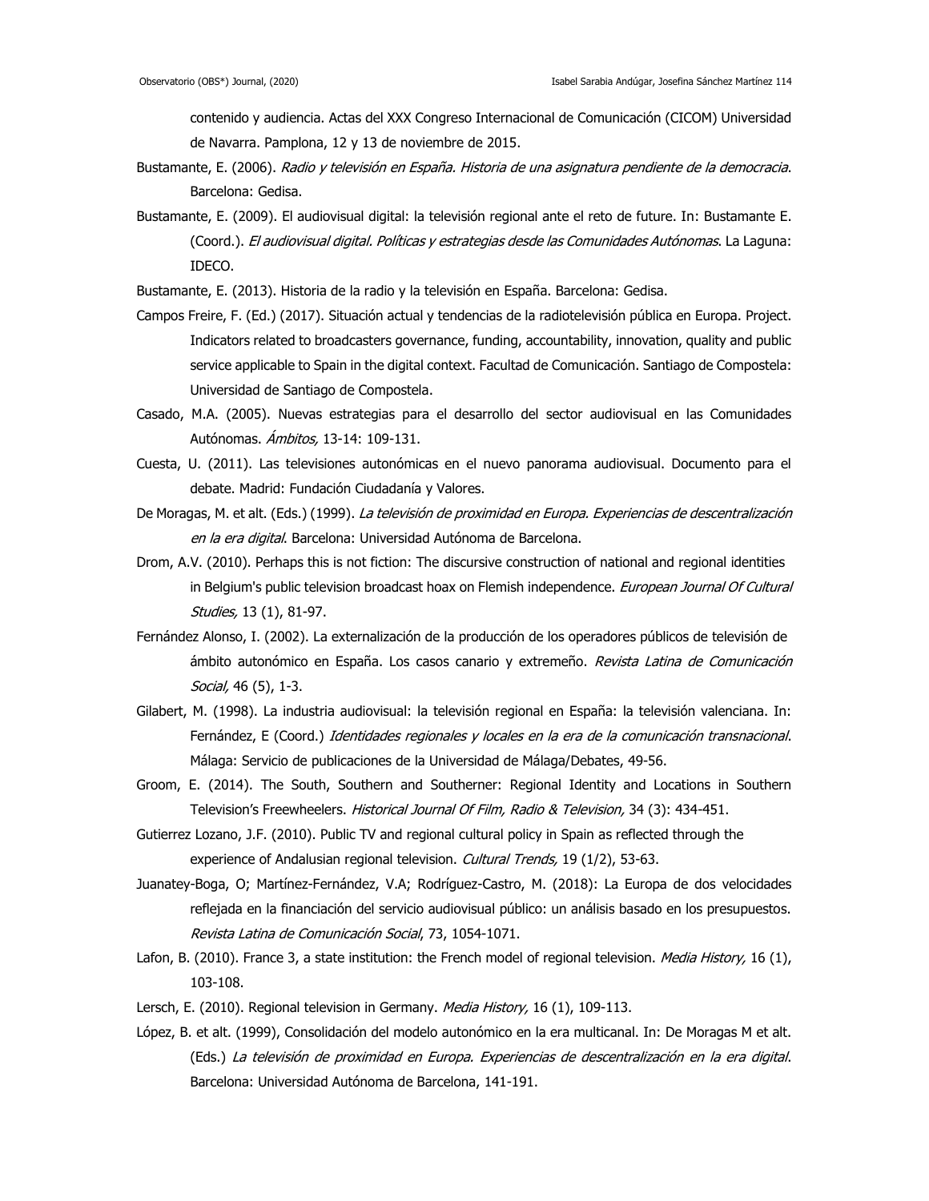contenido y audiencia. Actas del XXX Congreso Internacional de Comunicación (CICOM) Universidad de Navarra. Pamplona, 12 y 13 de noviembre de 2015.

Bustamante, E. (2006). *Radio y televisión en España. Historia de una asignatura pendiente de la democracia*. Barcelona: Gedisa.

Bustamante, E. (2009). El audiovisual digital: la televisión regional ante el reto de future. In: Bustamante E. (Coord.). *El audiovisual digital. Políticas y estrategias desde las Comunidades Autónomas*. La Laguna: IDECO.

Bustamante, E. (2013). Historia de la radio y la televisión en España. Barcelona: Gedisa.

Campos Freire, F. (Ed.) (2017). Situación actual y tendencias de la radiotelevisión pública en Europa. Project. Indicators related to broadcasters governance, funding, accountability, innovation, quality and public service applicable to Spain in the digital context. Facultad de Comunicación. Santiago de Compostela: Universidad de Santiago de Compostela.

Casado, M.A. (2005). Nuevas estrategias para el desarrollo del sector audiovisual en las Comunidades Autónomas. *Ámbitos,* 13-14: 109-131.

Cuesta, U. (2011). Las televisiones autonómicas en el nuevo panorama audiovisual. Documento para el debate. Madrid: Fundación Ciudadanía y Valores.

De Moragas, M. et alt. (Eds.) (1999). *La televisión de proximidad en Europa. Experiencias de descentralización en la era digital*. Barcelona: Universidad Autónoma de Barcelona.

Drom, A.V. (2010). Perhaps this is not fiction: The discursive construction of national and regional identities in Belgium's public television broadcast hoax on Flemish independence. *European Journal Of Cultural Studies,* 13 (1), 81-97.

Fernández Alonso, I. (2002). La externalización de la producción de los operadores públicos de televisión de ámbito autonómico en España. Los casos canario y extremeño. *Revista Latina de Comunicación Social,* 46 (5), 1-3.

Gilabert, M. (1998). La industria audiovisual: la televisión regional en España: la televisión valenciana. In: Fernández, E (Coord.) *Identidades regionales y locales en la era de la comunicación transnacional*. Málaga: Servicio de publicaciones de la Universidad de Málaga/Debates, 49-56.

Groom, E. (2014). The South, Southern and Southerner: Regional Identity and Locations in Southern Television's Freewheelers. *Historical Journal Of Film, Radio & Television,* 34 (3): 434-451.

Gutierrez Lozano, J.F. (2010). Public TV and regional cultural policy in Spain as reflected through the experience of Andalusian regional television. *Cultural Trends,* 19 (1/2), 53-63.

Juanatey-Boga, O; Martínez-Fernández, V.A; Rodríguez-Castro, M. (2018): La Europa de dos velocidades reflejada en la financiación del servicio audiovisual público: un análisis basado en los presupuestos. *Revista Latina de Comunicación Social*, 73, 1054-1071.

Lafon, B. (2010). France 3, a state institution: the French model of regional television. *Media History,* 16 (1), 103-108.

Lersch, E. (2010). Regional television in Germany. *Media History,* 16 (1), 109-113.

López, B. et alt. (1999), Consolidación del modelo autonómico en la era multicanal. In: De Moragas M et alt. (Eds.) *La televisión de proximidad en Europa. Experiencias de descentralización en la era digital*. Barcelona: Universidad Autónoma de Barcelona, 141-191.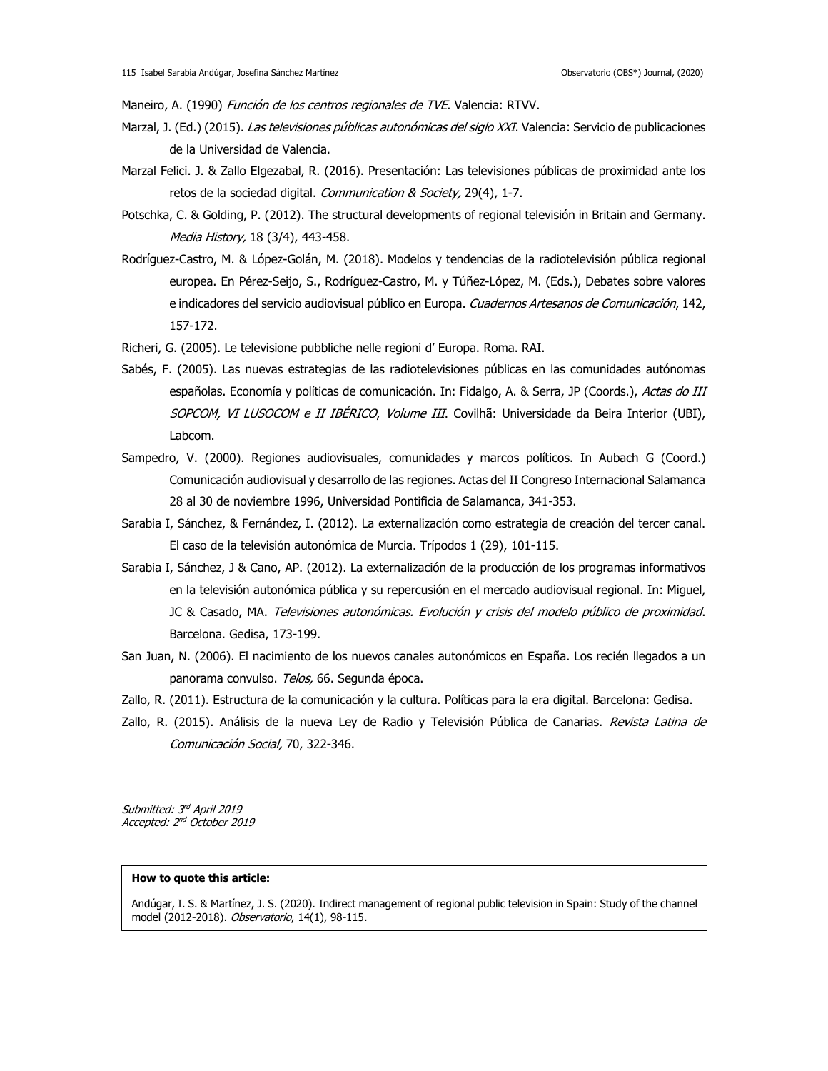Maneiro, A. (1990) *Función de los centros regionales de TVE*. Valencia: RTVV.

Marzal, J. (Ed.) (2015). *Las televisiones públicas autonómicas del siglo XXI*. Valencia: Servicio de publicaciones de la Universidad de Valencia.

Marzal Felici. J. & Zallo Elgezabal, R. (2016). Presentación: Las televisiones públicas de proximidad ante los retos de la sociedad digital. *Communication & Society,* 29(4), 1-7.

Potschka, C. & Golding, P. (2012). The structural developments of regional televisión in Britain and Germany. *Media History,* 18 (3/4), 443-458.

Rodríguez-Castro, M. & López-Golán, M. (2018). Modelos y tendencias de la radiotelevisión pública regional europea. En Pérez-Seijo, S., Rodríguez-Castro, M. y Túñez-López, M. (Eds.), Debates sobre valores e indicadores del servicio audiovisual público en Europa. *Cuadernos Artesanos de Comunicación*, 142, 157-172.

Richeri, G. (2005). Le televisione pubbliche nelle regioni d' Europa. Roma. RAI.

Sabés, F. (2005). Las nuevas estrategias de las radiotelevisiones públicas en las comunidades autónomas españolas. Economía y políticas de comunicación. In: Fidalgo, A. & Serra, JP (Coords.), *Actas do III SOPCOM, VI LUSOCOM e II IBÉRICO*, *Volume III*. Covilhã: Universidade da Beira Interior (UBI), Labcom.

Sampedro, V. (2000). Regiones audiovisuales, comunidades y marcos políticos. In Aubach G (Coord.) Comunicación audiovisual y desarrollo de las regiones. Actas del II Congreso Internacional Salamanca 28 al 30 de noviembre 1996, Universidad Pontificia de Salamanca, 341-353.

Sarabia I, Sánchez, & Fernández, I. (2012). La externalización como estrategia de creación del tercer canal. El caso de la televisión autonómica de Murcia. Trípodos 1 (29), 101-115.

Sarabia I, Sánchez, J & Cano, AP. (2012). La externalización de la producción de los programas informativos en la televisión autonómica pública y su repercusión en el mercado audiovisual regional. In: Miguel, JC & Casado, MA. *Televisiones autonómicas. Evolución y crisis del modelo público de proximidad*. Barcelona. Gedisa, 173-199.

San Juan, N. (2006). El nacimiento de los nuevos canales autonómicos en España. Los recién llegados a un panorama convulso. *Telos,* 66. Segunda época.

Zallo, R. (2011). Estructura de la comunicación y la cultura. Políticas para la era digital. Barcelona: Gedisa.

Zallo, R. (2015). Análisis de la nueva Ley de Radio y Televisión Pública de Canarias. *Revista Latina de Comunicación Social,* 70, 322-346.

*Submitted: 3rd April 2019*
*Accepted: 2nd October 2019*

**How to quote this article:**

Andúgar, I. S. & Martínez, J. S. (2020). Indirect management of regional public television in Spain: Study of the channel model (2012-2018). *Observatorio*, 14(1), 98-115.